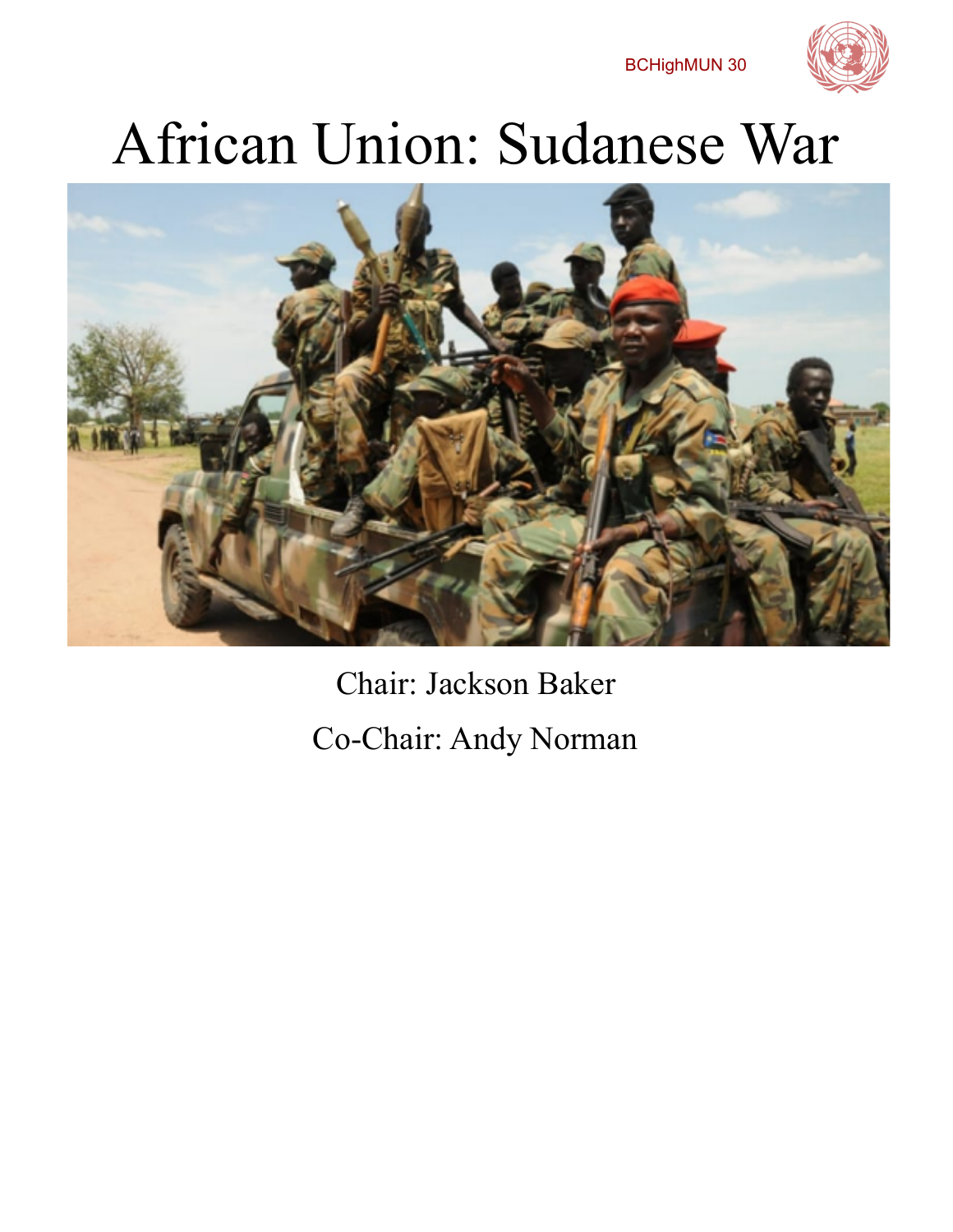BCHighMUN 30

# African Union: Sudanese War

Chair: Jackson Baker

Co-Chair: Andy Norman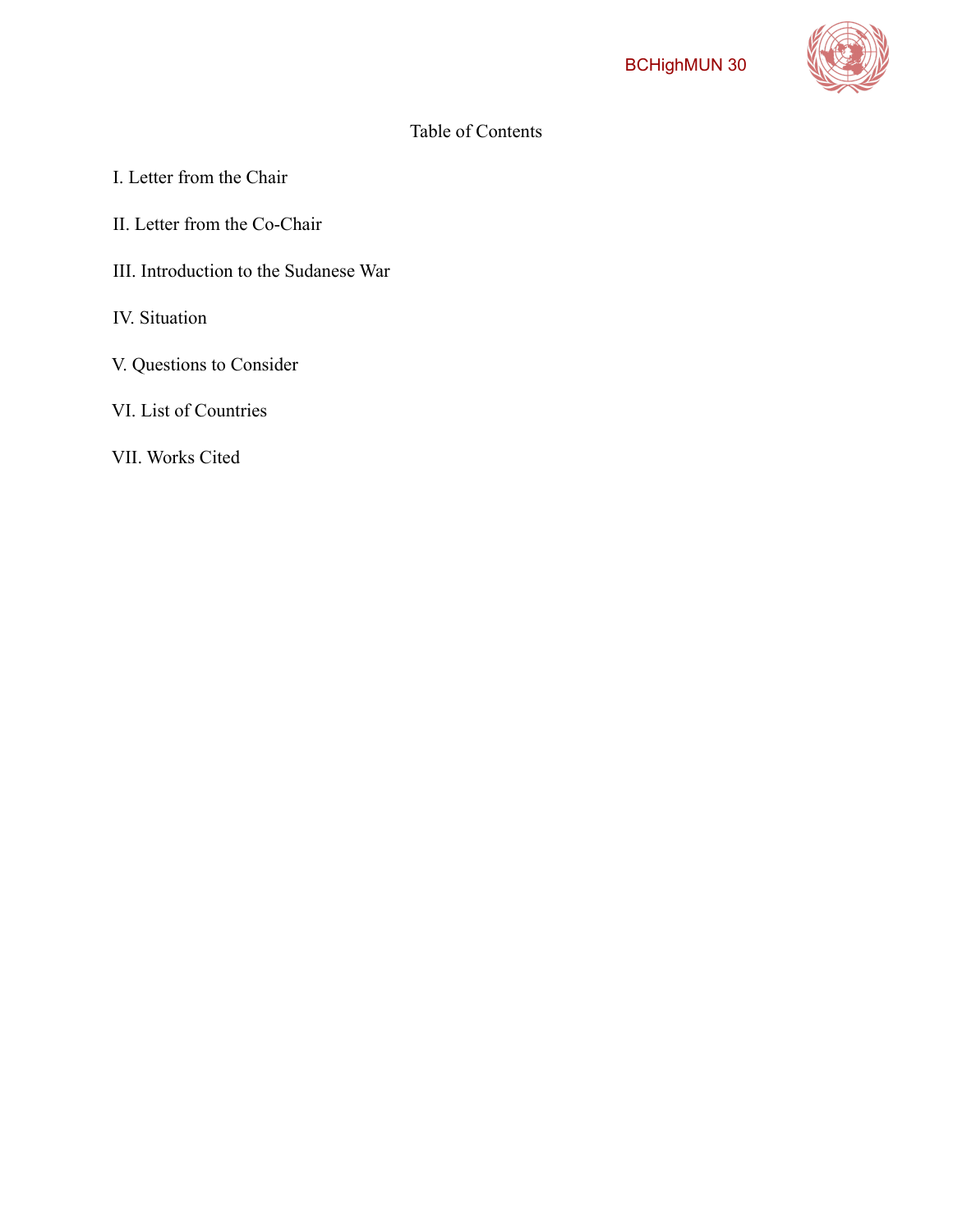# Table of Contents

I. Letter from the Chair

II. Letter from the Co-Chair

III. Introduction to the Sudanese War

IV. Situation

V. Questions to Consider

VI. List of Countries

VII. Works Cited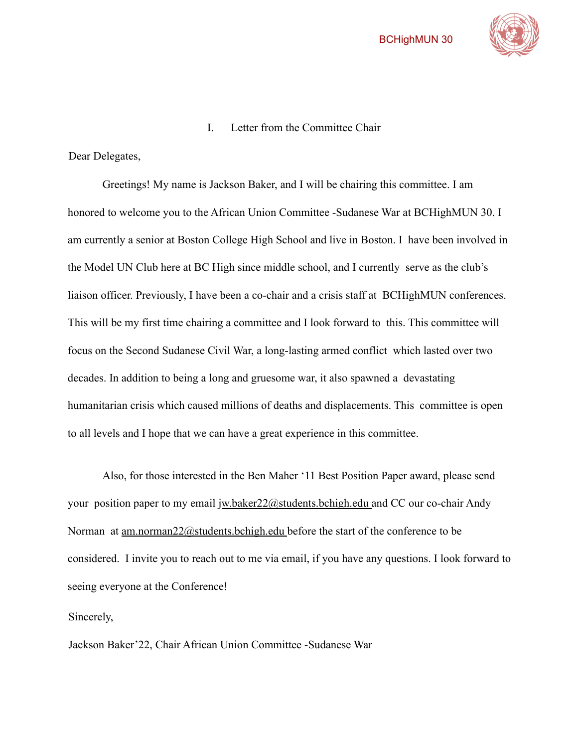## I. Letter from the Committee Chair

Dear Delegates,

Greetings! My name is Jackson Baker, and I will be chairing this committee. I am honored to welcome you to the African Union Committee -Sudanese War at BCHighMUN 30. I am currently a senior at Boston College High School and live in Boston. I have been involved in the Model UN Club here at BC High since middle school, and I currently serve as the club's liaison officer. Previously, I have been a co-chair and a crisis staff at BCHighMUN conferences. This will be my first time chairing a committee and I look forward to this. This committee will focus on the Second Sudanese Civil War, a long-lasting armed conflict which lasted over two decades. In addition to being a long and gruesome war, it also spawned a devastating humanitarian crisis which caused millions of deaths and displacements. This committee is open to all levels and I hope that we can have a great experience in this committee.

Also, for those interested in the Ben Maher '11 Best Position Paper award, please send your position paper to my email jw.baker22@students.bchigh.edu and CC our co-chair Andy Norman at am.norman22@students.bchigh.edu before the start of the conference to be considered. I invite you to reach out to me via email, if you have any questions. I look forward to seeing everyone at the Conference!

Sincerely,

Jackson Baker'22, Chair African Union Committee -Sudanese War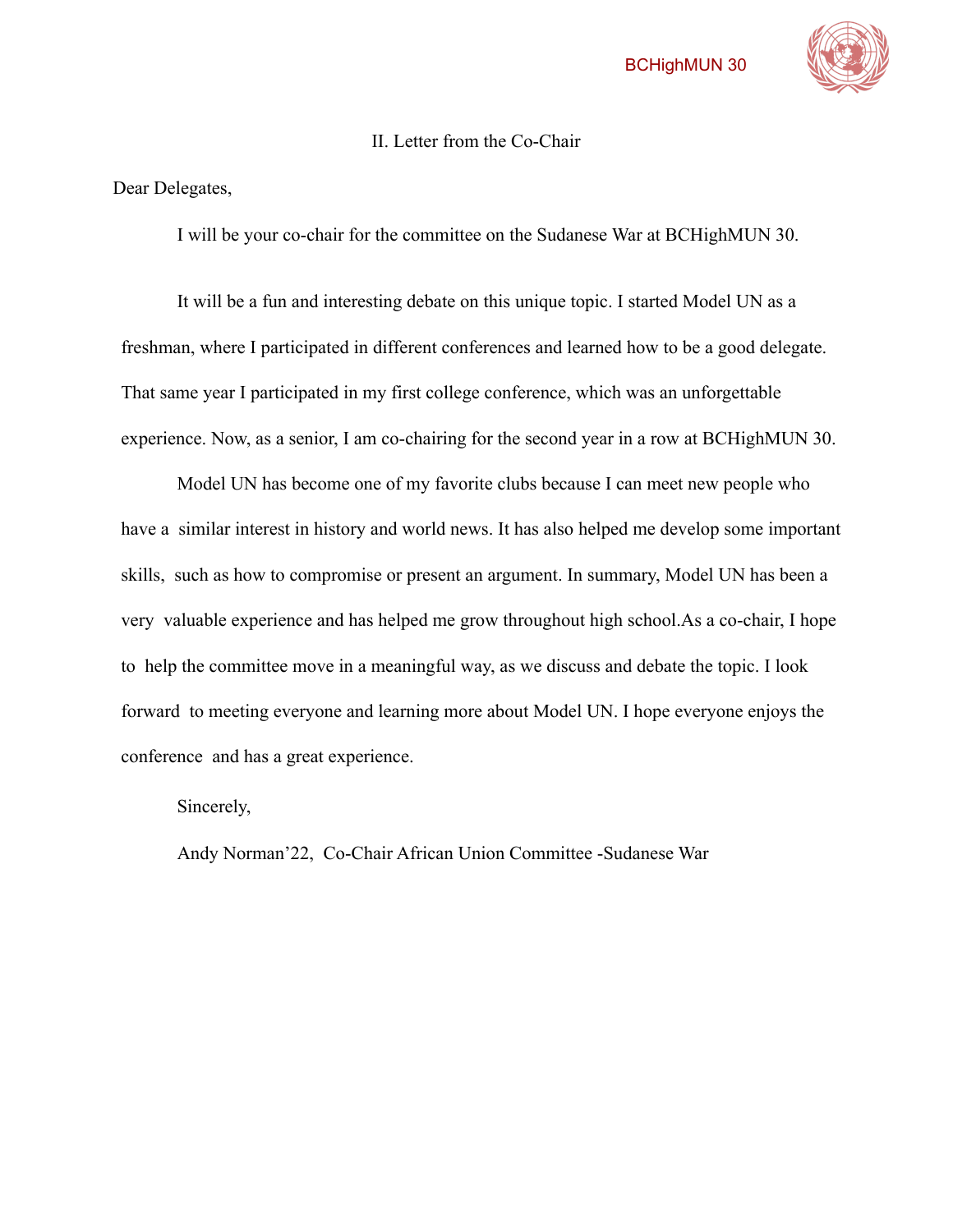## II. Letter from the Co-Chair

Dear Delegates,

I will be your co-chair for the committee on the Sudanese War at BCHighMUN 30.

It will be a fun and interesting debate on this unique topic. I started Model UN as a freshman, where I participated in different conferences and learned how to be a good delegate. That same year I participated in my first college conference, which was an unforgettable experience. Now, as a senior, I am co-chairing for the second year in a row at BCHighMUN 30.

Model UN has become one of my favorite clubs because I can meet new people who have a similar interest in history and world news. It has also helped me develop some important skills, such as how to compromise or present an argument. In summary, Model UN has been a very valuable experience and has helped me grow throughout high school.As a co-chair, I hope to help the committee move in a meaningful way, as we discuss and debate the topic. I look forward to meeting everyone and learning more about Model UN. I hope everyone enjoys the conference and has a great experience.

Sincerely,

Andy Norman'22, Co-Chair African Union Committee -Sudanese War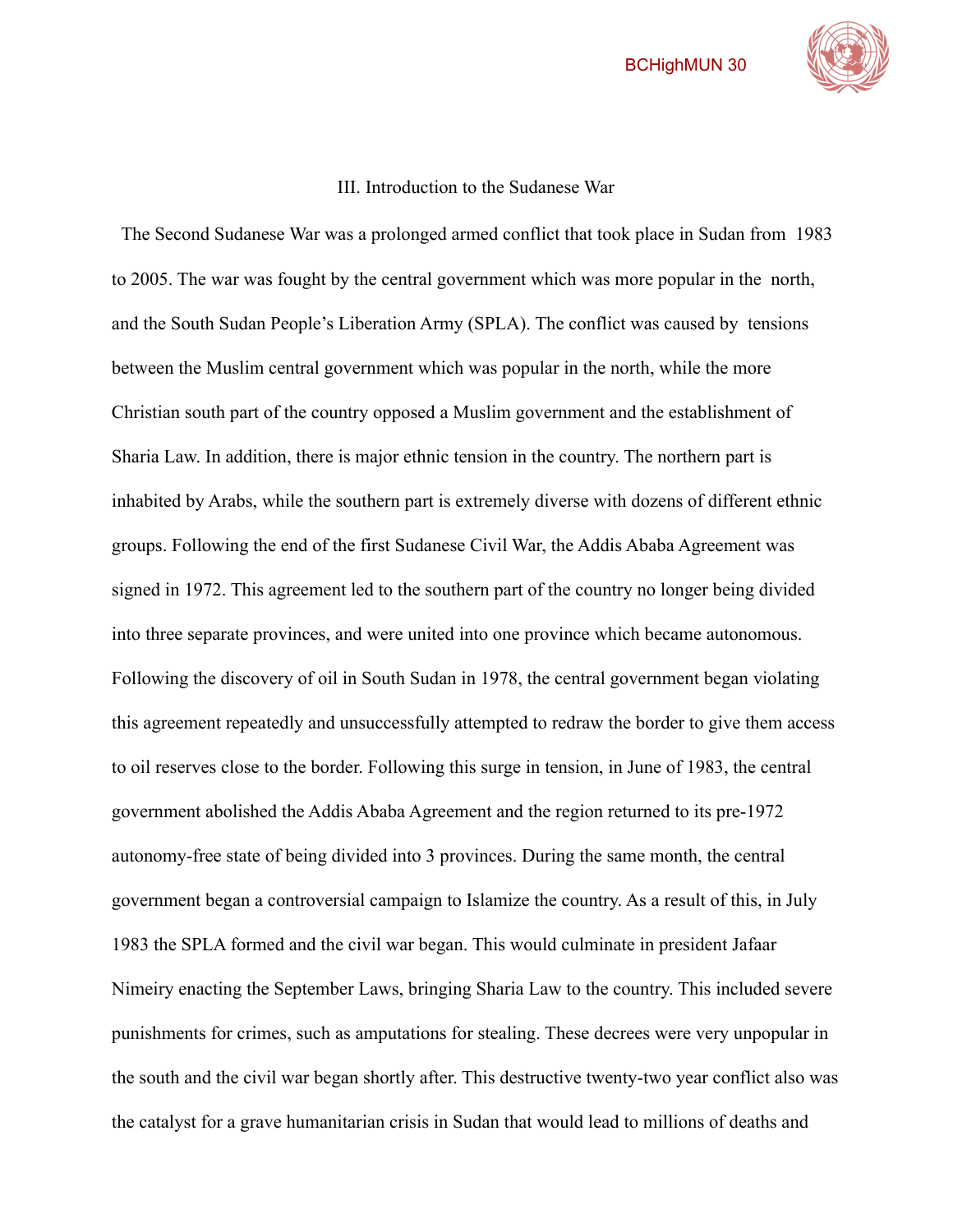### III. Introduction to the Sudanese War

The Second Sudanese War was a prolonged armed conflict that took place in Sudan from 1983 to 2005. The war was fought by the central government which was more popular in the north, and the South Sudan People's Liberation Army (SPLA). The conflict was caused by tensions between the Muslim central government which was popular in the north, while the more Christian south part of the country opposed a Muslim government and the establishment of Sharia Law. In addition, there is major ethnic tension in the country. The northern part is inhabited by Arabs, while the southern part is extremely diverse with dozens of different ethnic groups. Following the end of the first Sudanese Civil War, the Addis Ababa Agreement was signed in 1972. This agreement led to the southern part of the country no longer being divided into three separate provinces, and were united into one province which became autonomous. Following the discovery of oil in South Sudan in 1978, the central government began violating this agreement repeatedly and unsuccessfully attempted to redraw the border to give them access to oil reserves close to the border. Following this surge in tension, in June of 1983, the central government abolished the Addis Ababa Agreement and the region returned to its pre-1972 autonomy-free state of being divided into 3 provinces. During the same month, the central government began a controversial campaign to Islamize the country. As a result of this, in July 1983 the SPLA formed and the civil war began. This would culminate in president Jafaar Nimeiry enacting the September Laws, bringing Sharia Law to the country. This included severe punishments for crimes, such as amputations for stealing. These decrees were very unpopular in the south and the civil war began shortly after. This destructive twenty-two year conflict also was the catalyst for a grave humanitarian crisis in Sudan that would lead to millions of deaths and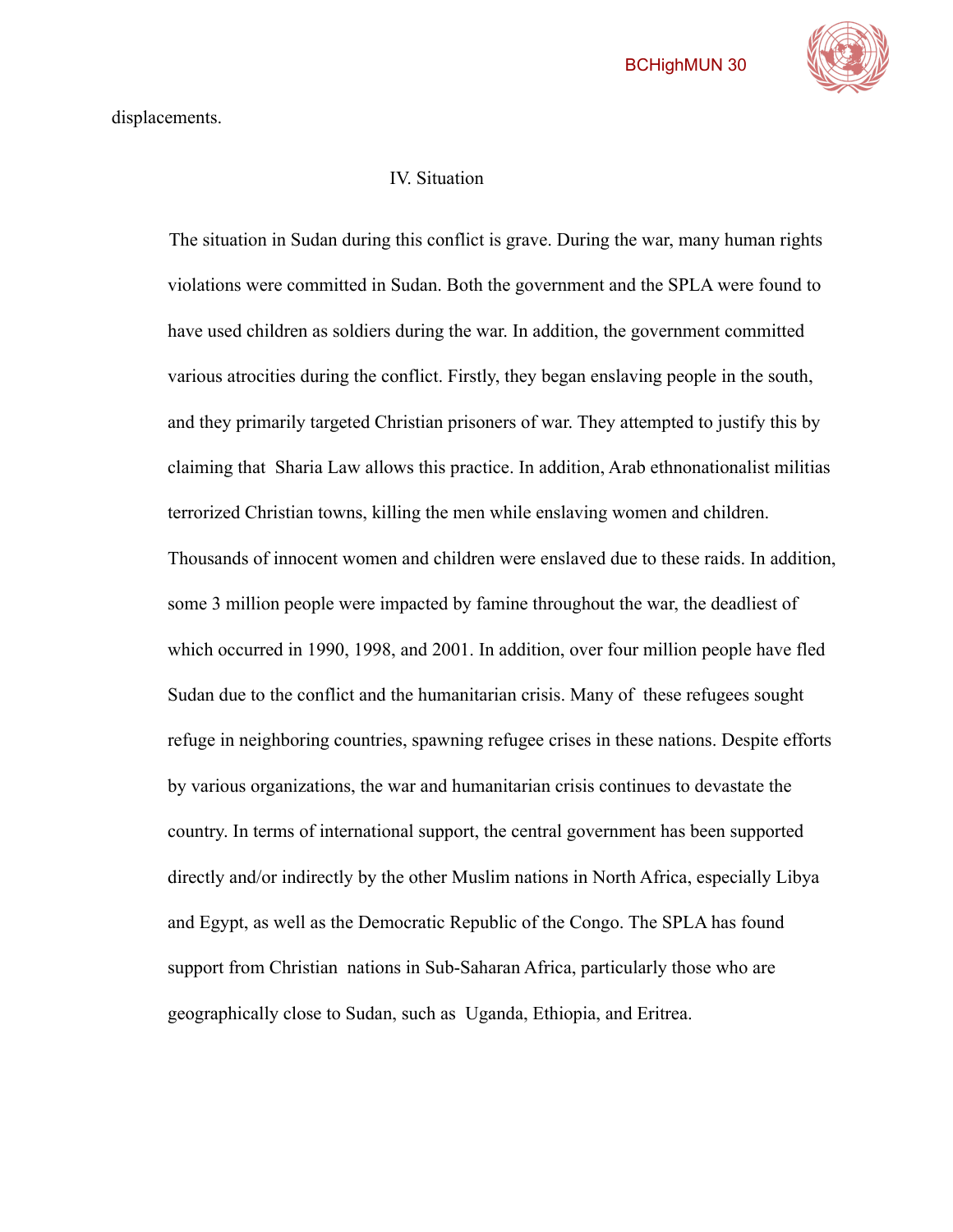displacements.

## IV. Situation

The situation in Sudan during this conflict is grave. During the war, many human rights violations were committed in Sudan. Both the government and the SPLA were found to have used children as soldiers during the war. In addition, the government committed various atrocities during the conflict. Firstly, they began enslaving people in the south, and they primarily targeted Christian prisoners of war. They attempted to justify this by claiming that Sharia Law allows this practice. In addition, Arab ethnonationalist militias terrorized Christian towns, killing the men while enslaving women and children. Thousands of innocent women and children were enslaved due to these raids. In addition, some 3 million people were impacted by famine throughout the war, the deadliest of which occurred in 1990, 1998, and 2001. In addition, over four million people have fled Sudan due to the conflict and the humanitarian crisis. Many of these refugees sought refuge in neighboring countries, spawning refugee crises in these nations. Despite efforts by various organizations, the war and humanitarian crisis continues to devastate the country. In terms of international support, the central government has been supported directly and/or indirectly by the other Muslim nations in North Africa, especially Libya and Egypt, as well as the Democratic Republic of the Congo. The SPLA has found support from Christian nations in Sub-Saharan Africa, particularly those who are geographically close to Sudan, such as Uganda, Ethiopia, and Eritrea.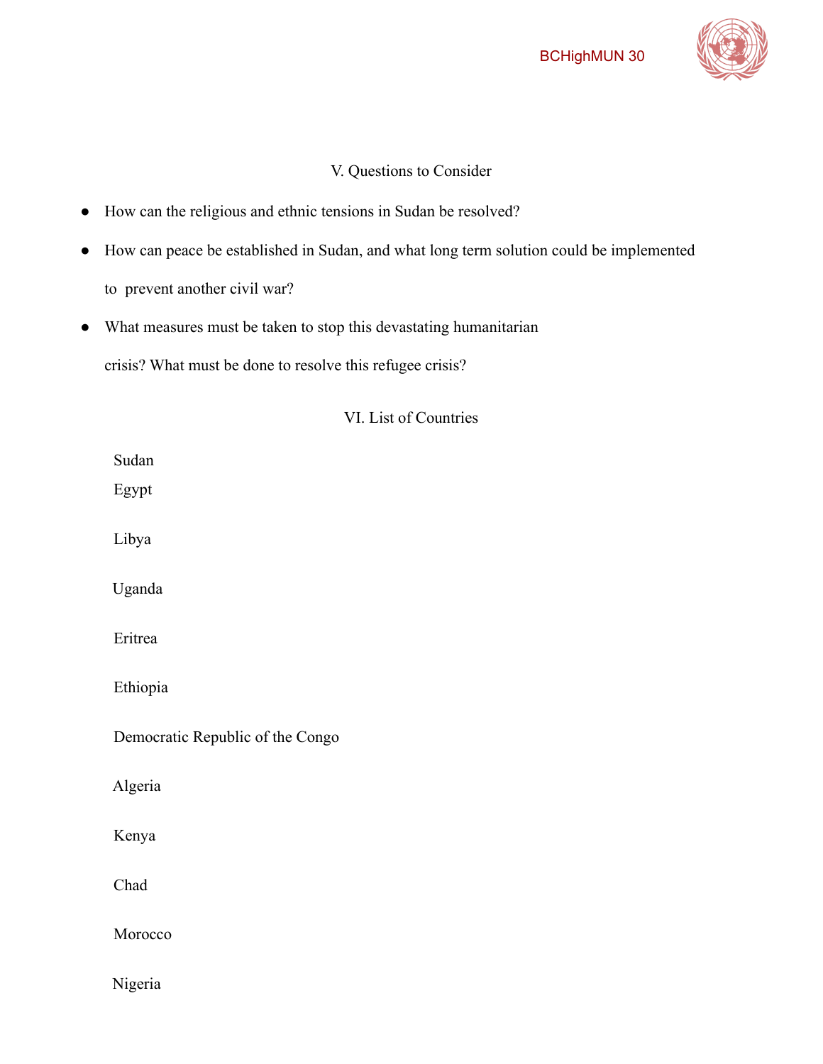## V. Questions to Consider

- How can the religious and ethnic tensions in Sudan be resolved?
- How can peace be established in Sudan, and what long term solution could be implemented to prevent another civil war?
- What measures must be taken to stop this devastating humanitarian crisis? What must be done to resolve this refugee crisis?

## VI. List of Countries

Sudan

Egypt

Libya

Uganda

Eritrea

Ethiopia

Democratic Republic of the Congo

Algeria

Kenya

Chad

Morocco

Nigeria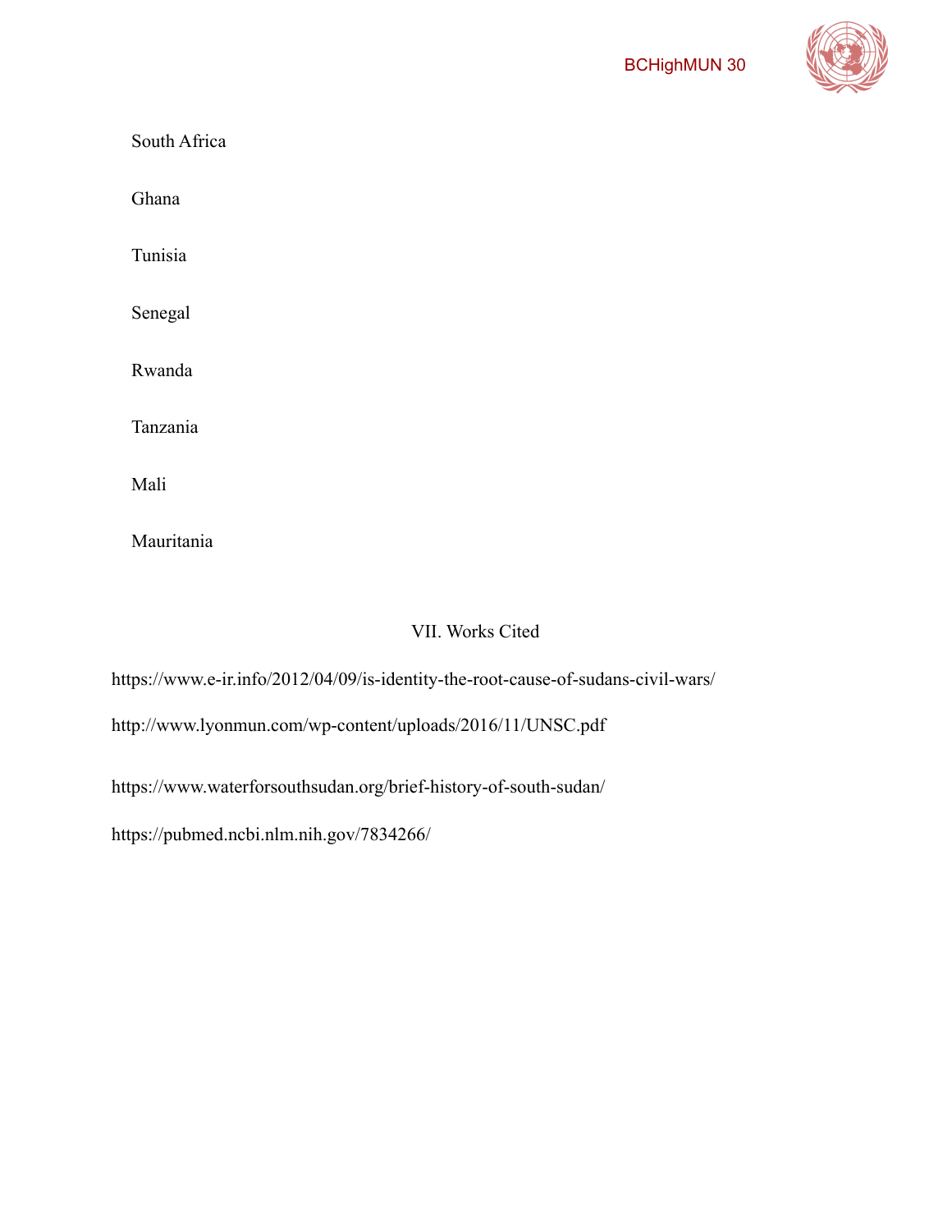South Africa

Ghana

Tunisia

Senegal

Rwanda

Tanzania

Mali

Mauritania

## VII. Works Cited

https://www.e-ir.info/2012/04/09/is-identity-the-root-cause-of-sudans-civil-wars/

http://www.lyonmun.com/wp-content/uploads/2016/11/UNSC.pdf

https://www.waterforsouthsudan.org/brief-history-of-south-sudan/

https://pubmed.ncbi.nlm.nih.gov/7834266/